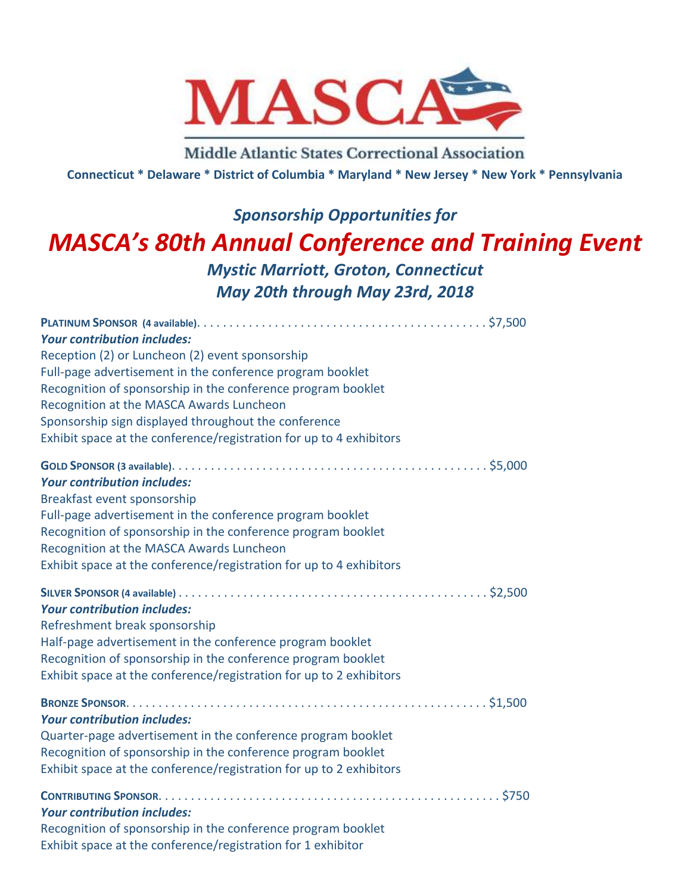# MASCA

Middle Atlantic States Correctional Association

**Connecticut * Delaware * District of Columbia * Maryland * New Jersey * New York * Pennsylvania**

***Sponsorship Opportunities for***

# *MASCA's 80th Annual Conference and Training Event*

***Mystic Marriott, Groton, Connecticut***
***May 20th through May 23rd, 2018***

**PLATINUM SPONSOR (4 available)**. . . . . . . . . . . . . . . . . . . . . . . . . . . . . . . . . . . . . . . . . . . . $7,500

***Your contribution includes:***

Reception (2) or Luncheon (2) event sponsorship
Full-page advertisement in the conference program booklet
Recognition of sponsorship in the conference program booklet
Recognition at the MASCA Awards Luncheon
Sponsorship sign displayed throughout the conference
Exhibit space at the conference/registration for up to 4 exhibitors

**GOLD SPONSOR (3 available)**. . . . . . . . . . . . . . . . . . . . . . . . . . . . . . . . . . . . . . . . . . . . . . . . $5,000

***Your contribution includes:***

Breakfast event sponsorship
Full-page advertisement in the conference program booklet
Recognition of sponsorship in the conference program booklet
Recognition at the MASCA Awards Luncheon
Exhibit space at the conference/registration for up to 4 exhibitors

**SILVER SPONSOR (4 available)** . . . . . . . . . . . . . . . . . . . . . . . . . . . . . . . . . . . . . . . . . . . . . . $2,500

***Your contribution includes:***

Refreshment break sponsorship
Half-page advertisement in the conference program booklet
Recognition of sponsorship in the conference program booklet
Exhibit space at the conference/registration for up to 2 exhibitors

**BRONZE SPONSOR**. . . . . . . . . . . . . . . . . . . . . . . . . . . . . . . . . . . . . . . . . . . . . . . . . . . . . . . $1,500

***Your contribution includes:***

Quarter-page advertisement in the conference program booklet
Recognition of sponsorship in the conference program booklet
Exhibit space at the conference/registration for up to 2 exhibitors

**CONTRIBUTING SPONSOR**. . . . . . . . . . . . . . . . . . . . . . . . . . . . . . . . . . . . . . . . . . . . . . . . . . . $750

***Your contribution includes:***

Recognition of sponsorship in the conference program booklet
Exhibit space at the conference/registration for 1 exhibitor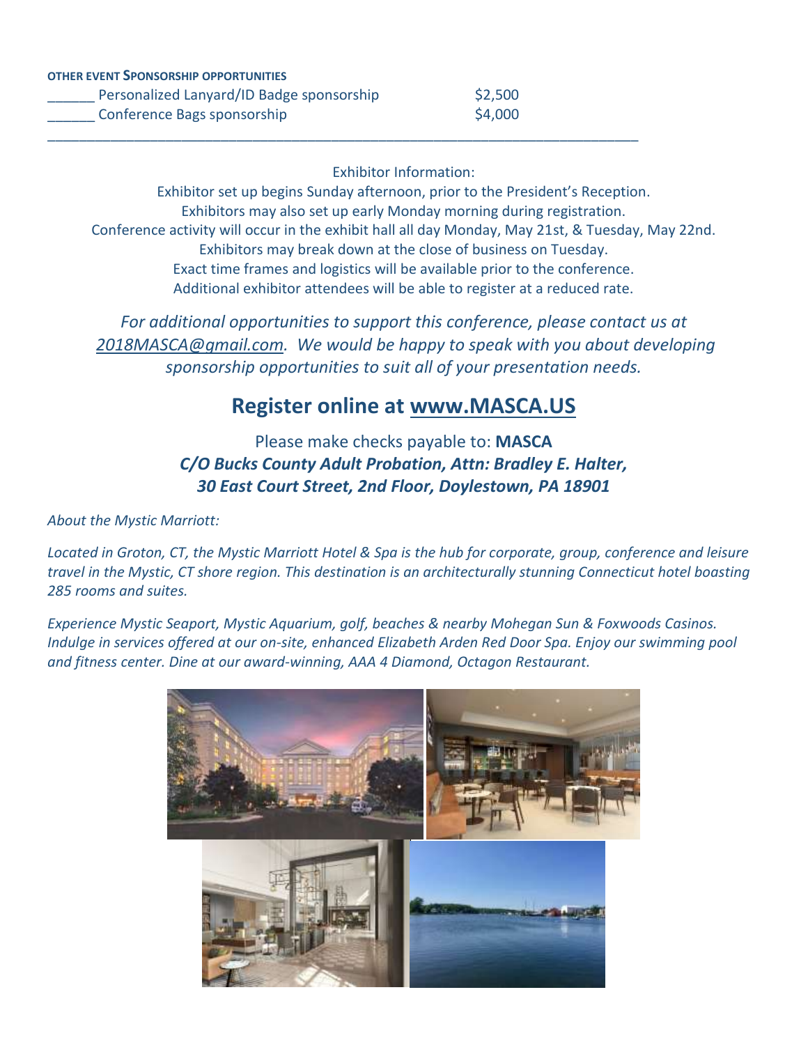**OTHER EVENT SPONSORSHIP OPPORTUNITIES**

| | | |
|---|---|---|
| ______ | Personalized Lanyard/ID Badge sponsorship | $2,500 |
| ______ | Conference Bags sponsorship | $4,000 |

---

Exhibitor Information:
Exhibitor set up begins Sunday afternoon, prior to the President's Reception.
Exhibitors may also set up early Monday morning during registration.
Conference activity will occur in the exhibit hall all day Monday, May 21st, & Tuesday, May 22nd.
Exhibitors may break down at the close of business on Tuesday.
Exact time frames and logistics will be available prior to the conference.
Additional exhibitor attendees will be able to register at a reduced rate.

*For additional opportunities to support this conference, please contact us at 2018MASCA@gmail.com. We would be happy to speak with you about developing sponsorship opportunities to suit all of your presentation needs.*

## Register online at www.MASCA.US

Please make checks payable to: **MASCA**
***C/O Bucks County Adult Probation, Attn: Bradley E. Halter,***
***30 East Court Street, 2nd Floor, Doylestown, PA 18901***

*About the Mystic Marriott:*

*Located in Groton, CT, the Mystic Marriott Hotel & Spa is the hub for corporate, group, conference and leisure travel in the Mystic, CT shore region. This destination is an architecturally stunning Connecticut hotel boasting 285 rooms and suites.*

*Experience Mystic Seaport, Mystic Aquarium, golf, beaches & nearby Mohegan Sun & Foxwoods Casinos. Indulge in services offered at our on-site, enhanced Elizabeth Arden Red Door Spa. Enjoy our swimming pool and fitness center. Dine at our award-winning, AAA 4 Diamond, Octagon Restaurant.*